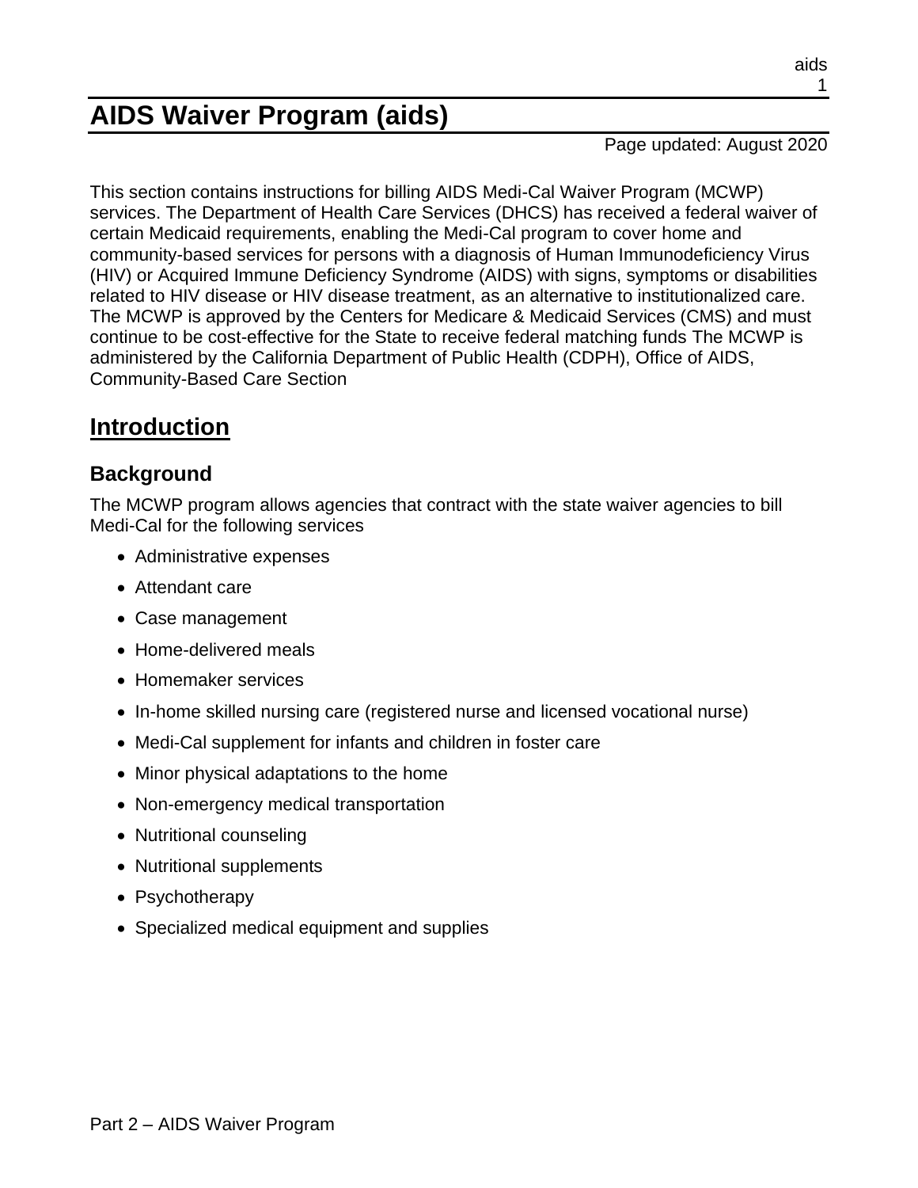# AIDS Waiver Program (aids)

Page updated: August 2020

This section contains instructions for billing AIDS Medi-Cal Waiver Program (MCWP) services. The Department of Health Care Services (DHCS) has received a federal waiver of certain Medicaid requirements, enabling the Medi-Cal program to cover home and community-based services for persons with a diagnosis of Human Immunodeficiency Virus (HIV) or Acquired Immune Deficiency Syndrome (AIDS) with signs, symptoms or disabilities related to HIV disease or HIV disease treatment, as an alternative to institutionalized care. The MCWP is approved by the Centers for Medicare & Medicaid Services (CMS) and must continue to be cost-effective for the State to receive federal matching funds The MCWP is administered by the California Department of Public Health (CDPH), Office of AIDS, Community-Based Care Section

## Introduction

### Background

The MCWP program allows agencies that contract with the state waiver agencies to bill Medi-Cal for the following services

- Administrative expenses
- Attendant care
- Case management
- Home-delivered meals
- Homemaker services
- In-home skilled nursing care (registered nurse and licensed vocational nurse)
- Medi-Cal supplement for infants and children in foster care
- Minor physical adaptations to the home
- Non-emergency medical transportation
- Nutritional counseling
- Nutritional supplements
- Psychotherapy
- Specialized medical equipment and supplies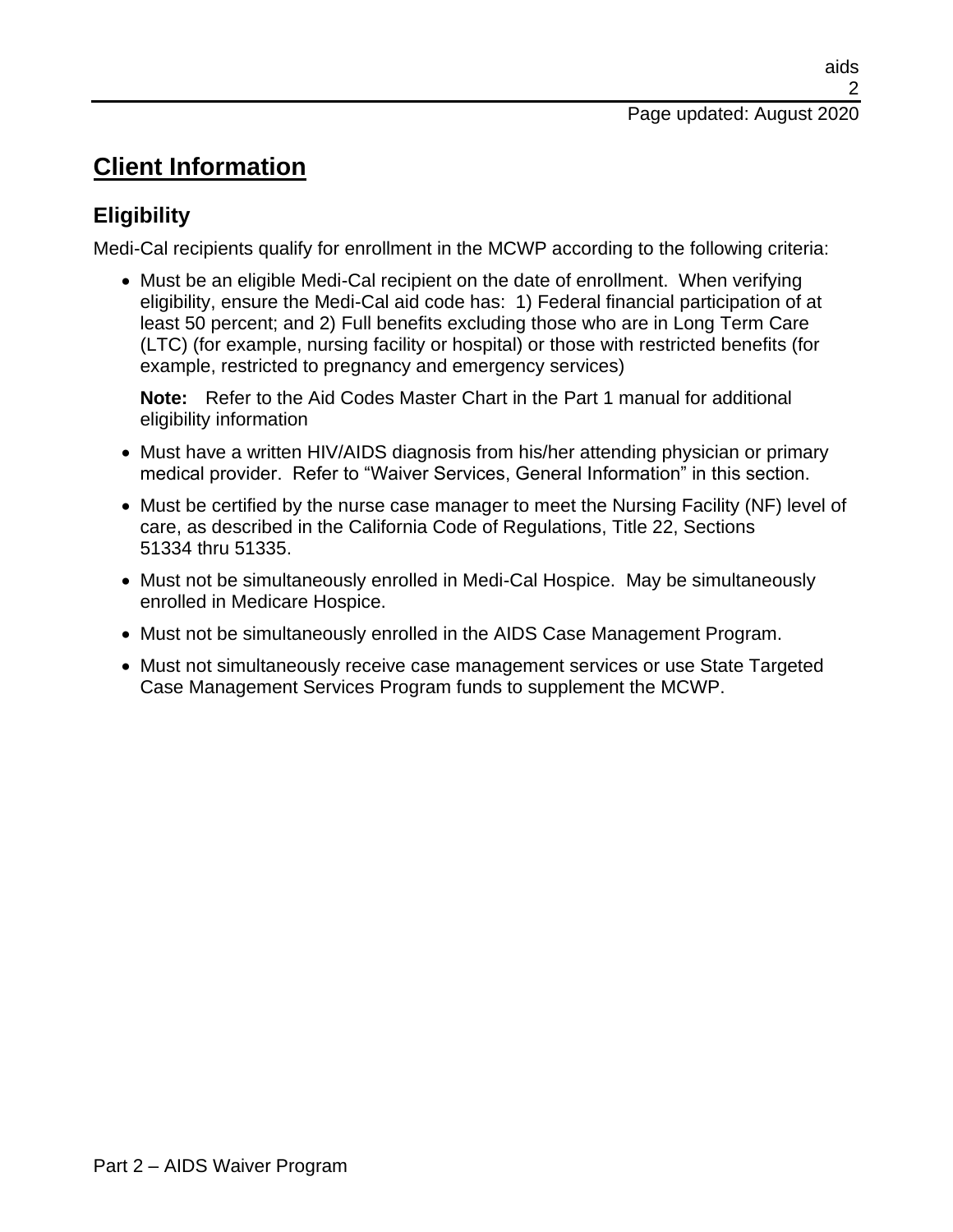# Client Information

## Eligibility

Medi-Cal recipients qualify for enrollment in the MCWP according to the following criteria:

- Must be an eligible Medi-Cal recipient on the date of enrollment. When verifying eligibility, ensure the Medi-Cal aid code has: 1) Federal financial participation of at least 50 percent; and 2) Full benefits excluding those who are in Long Term Care (LTC) (for example, nursing facility or hospital) or those with restricted benefits (for example, restricted to pregnancy and emergency services)

  **Note:** Refer to the Aid Codes Master Chart in the Part 1 manual for additional eligibility information

- Must have a written HIV/AIDS diagnosis from his/her attending physician or primary medical provider. Refer to "Waiver Services, General Information" in this section.
- Must be certified by the nurse case manager to meet the Nursing Facility (NF) level of care, as described in the California Code of Regulations, Title 22, Sections 51334 thru 51335.
- Must not be simultaneously enrolled in Medi-Cal Hospice. May be simultaneously enrolled in Medicare Hospice.
- Must not be simultaneously enrolled in the AIDS Case Management Program.
- Must not simultaneously receive case management services or use State Targeted Case Management Services Program funds to supplement the MCWP.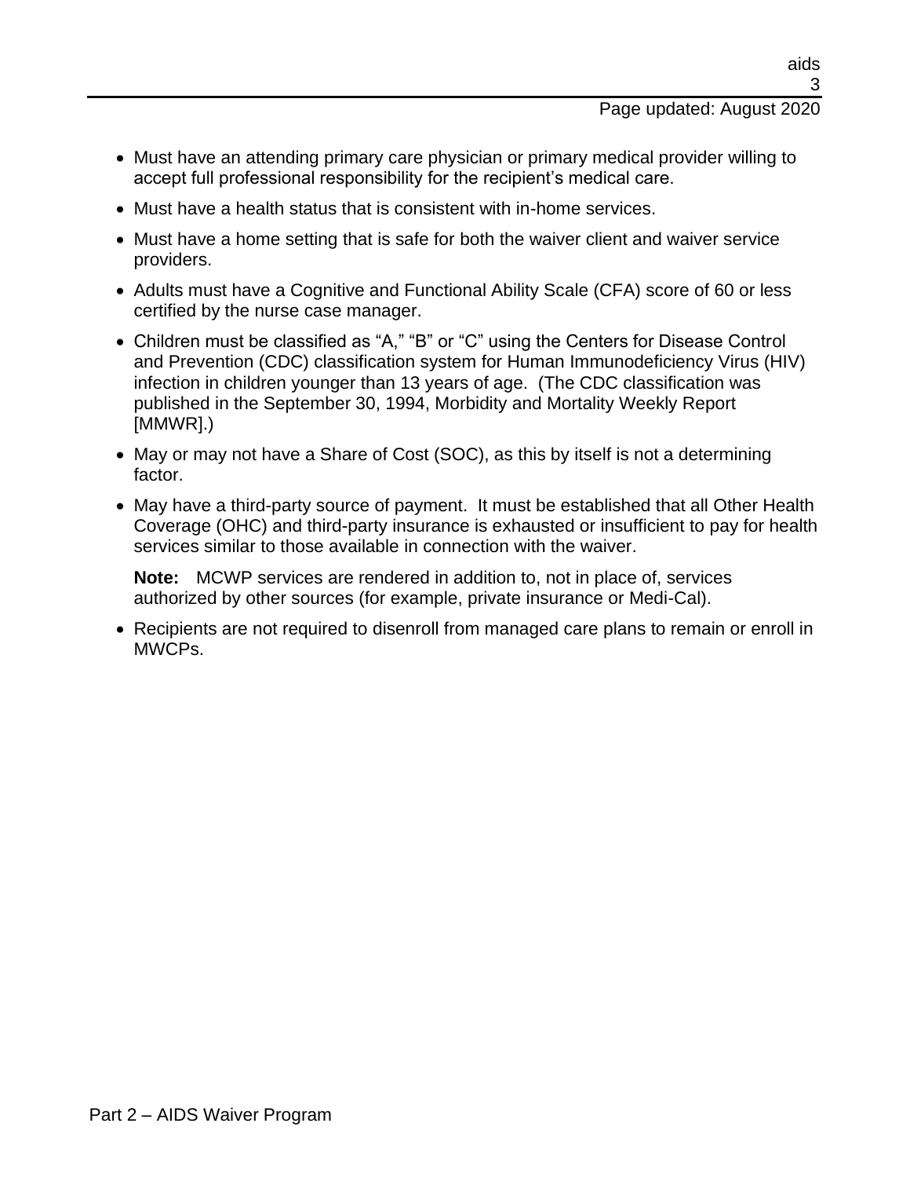- Must have an attending primary care physician or primary medical provider willing to accept full professional responsibility for the recipient's medical care.
- Must have a health status that is consistent with in-home services.
- Must have a home setting that is safe for both the waiver client and waiver service providers.
- Adults must have a Cognitive and Functional Ability Scale (CFA) score of 60 or less certified by the nurse case manager.
- Children must be classified as "A," "B" or "C" using the Centers for Disease Control and Prevention (CDC) classification system for Human Immunodeficiency Virus (HIV) infection in children younger than 13 years of age. (The CDC classification was published in the September 30, 1994, Morbidity and Mortality Weekly Report [MMWR].)
- May or may not have a Share of Cost (SOC), as this by itself is not a determining factor.
- May have a third-party source of payment. It must be established that all Other Health Coverage (OHC) and third-party insurance is exhausted or insufficient to pay for health services similar to those available in connection with the waiver.

  **Note:** MCWP services are rendered in addition to, not in place of, services authorized by other sources (for example, private insurance or Medi-Cal).

- Recipients are not required to disenroll from managed care plans to remain or enroll in MWCPs.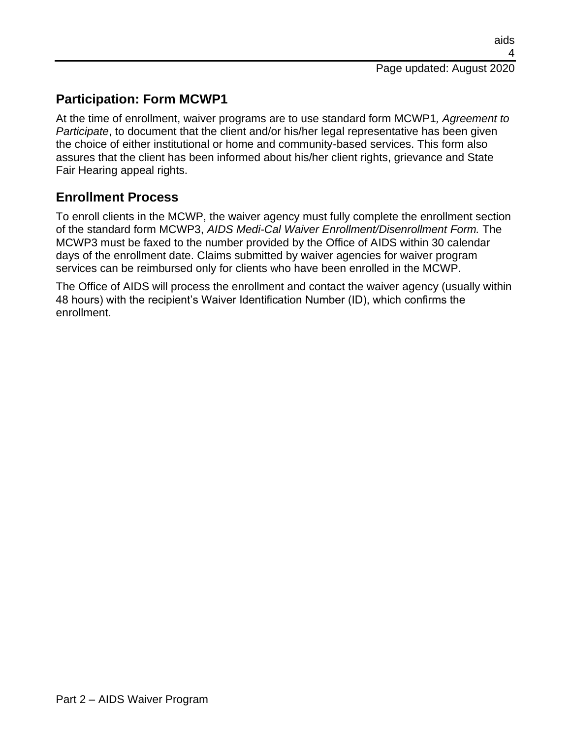## Participation: Form MCWP1

At the time of enrollment, waiver programs are to use standard form MCWP1*, Agreement to Participate*, to document that the client and/or his/her legal representative has been given the choice of either institutional or home and community-based services. This form also assures that the client has been informed about his/her client rights, grievance and State Fair Hearing appeal rights.

## Enrollment Process

To enroll clients in the MCWP, the waiver agency must fully complete the enrollment section of the standard form MCWP3, *AIDS Medi-Cal Waiver Enrollment/Disenrollment Form.* The MCWP3 must be faxed to the number provided by the Office of AIDS within 30 calendar days of the enrollment date. Claims submitted by waiver agencies for waiver program services can be reimbursed only for clients who have been enrolled in the MCWP.

The Office of AIDS will process the enrollment and contact the waiver agency (usually within 48 hours) with the recipient's Waiver Identification Number (ID), which confirms the enrollment.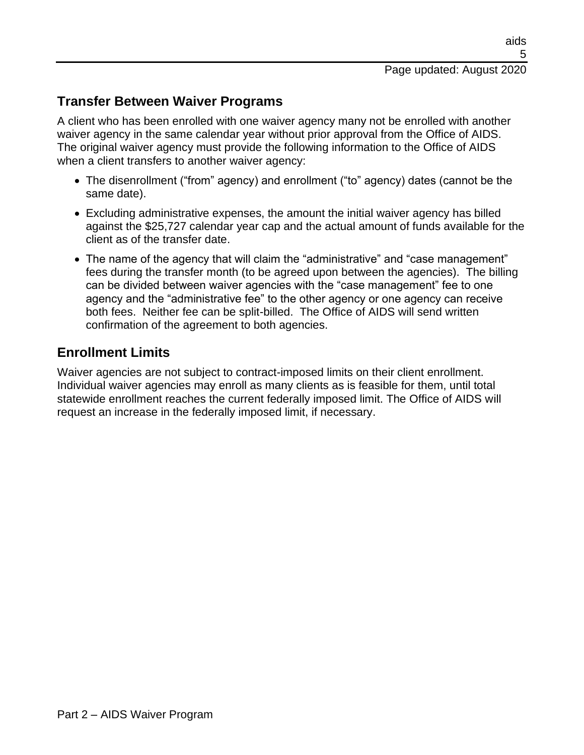## Transfer Between Waiver Programs

A client who has been enrolled with one waiver agency many not be enrolled with another waiver agency in the same calendar year without prior approval from the Office of AIDS. The original waiver agency must provide the following information to the Office of AIDS when a client transfers to another waiver agency:

- The disenrollment (“from” agency) and enrollment (“to” agency) dates (cannot be the same date).
- Excluding administrative expenses, the amount the initial waiver agency has billed against the $25,727 calendar year cap and the actual amount of funds available for the client as of the transfer date.
- The name of the agency that will claim the “administrative” and “case management” fees during the transfer month (to be agreed upon between the agencies). The billing can be divided between waiver agencies with the “case management” fee to one agency and the “administrative fee” to the other agency or one agency can receive both fees. Neither fee can be split-billed. The Office of AIDS will send written confirmation of the agreement to both agencies.

## Enrollment Limits

Waiver agencies are not subject to contract-imposed limits on their client enrollment. Individual waiver agencies may enroll as many clients as is feasible for them, until total statewide enrollment reaches the current federally imposed limit. The Office of AIDS will request an increase in the federally imposed limit, if necessary.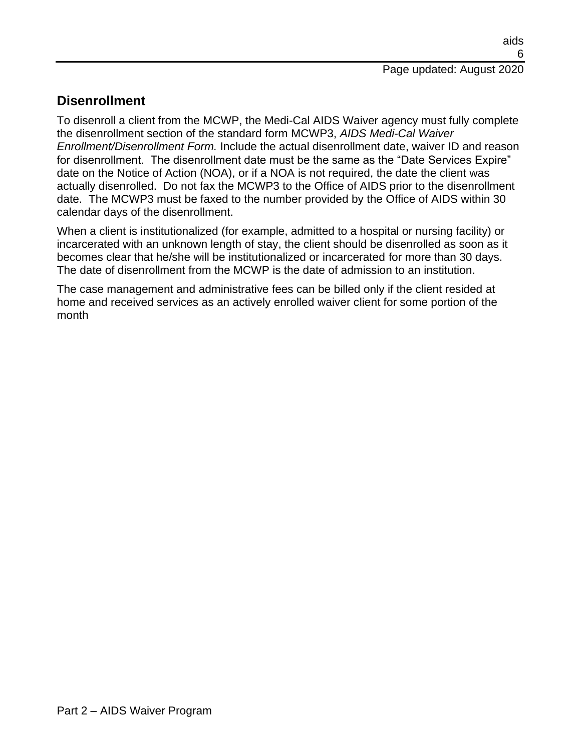## Disenrollment

To disenroll a client from the MCWP, the Medi-Cal AIDS Waiver agency must fully complete the disenrollment section of the standard form MCWP3, *AIDS Medi-Cal Waiver Enrollment/Disenrollment Form.* Include the actual disenrollment date, waiver ID and reason for disenrollment. The disenrollment date must be the same as the "Date Services Expire" date on the Notice of Action (NOA), or if a NOA is not required, the date the client was actually disenrolled. Do not fax the MCWP3 to the Office of AIDS prior to the disenrollment date. The MCWP3 must be faxed to the number provided by the Office of AIDS within 30 calendar days of the disenrollment.

When a client is institutionalized (for example, admitted to a hospital or nursing facility) or incarcerated with an unknown length of stay, the client should be disenrolled as soon as it becomes clear that he/she will be institutionalized or incarcerated for more than 30 days. The date of disenrollment from the MCWP is the date of admission to an institution.

The case management and administrative fees can be billed only if the client resided at home and received services as an actively enrolled waiver client for some portion of the month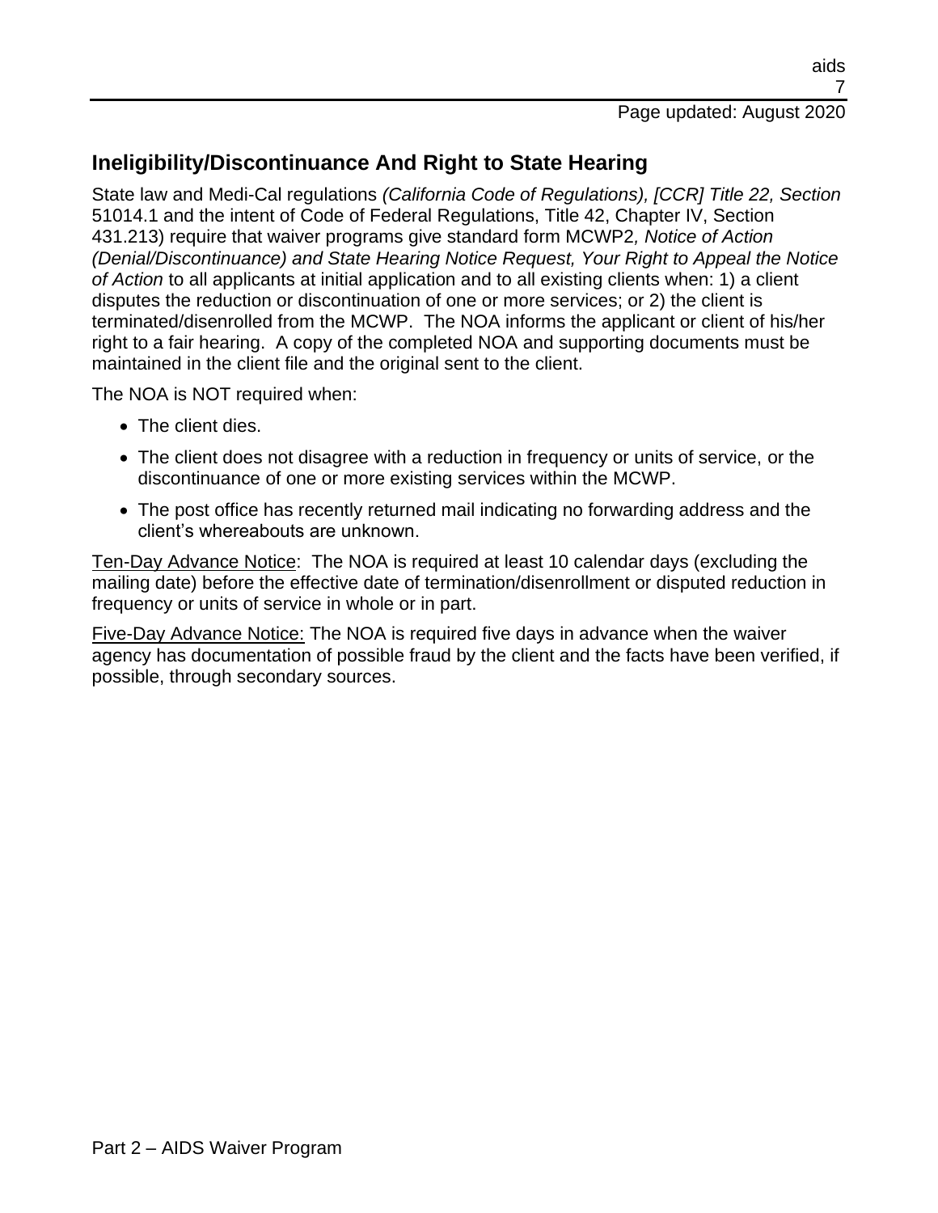## Ineligibility/Discontinuance And Right to State Hearing

State law and Medi-Cal regulations *(California Code of Regulations), [CCR] Title 22, Section* 51014.1 and the intent of Code of Federal Regulations, Title 42, Chapter IV, Section 431.213) require that waiver programs give standard form MCWP2*, Notice of Action (Denial/Discontinuance) and State Hearing Notice Request, Your Right to Appeal the Notice of Action* to all applicants at initial application and to all existing clients when: 1) a client disputes the reduction or discontinuation of one or more services; or 2) the client is terminated/disenrolled from the MCWP. The NOA informs the applicant or client of his/her right to a fair hearing. A copy of the completed NOA and supporting documents must be maintained in the client file and the original sent to the client.

The NOA is NOT required when:

- The client dies.
- The client does not disagree with a reduction in frequency or units of service, or the discontinuance of one or more existing services within the MCWP.
- The post office has recently returned mail indicating no forwarding address and the client's whereabouts are unknown.

<u>Ten-Day Advance Notice</u>: The NOA is required at least 10 calendar days (excluding the mailing date) before the effective date of termination/disenrollment or disputed reduction in frequency or units of service in whole or in part.

<u>Five-Day Advance Notice:</u> The NOA is required five days in advance when the waiver agency has documentation of possible fraud by the client and the facts have been verified, if possible, through secondary sources.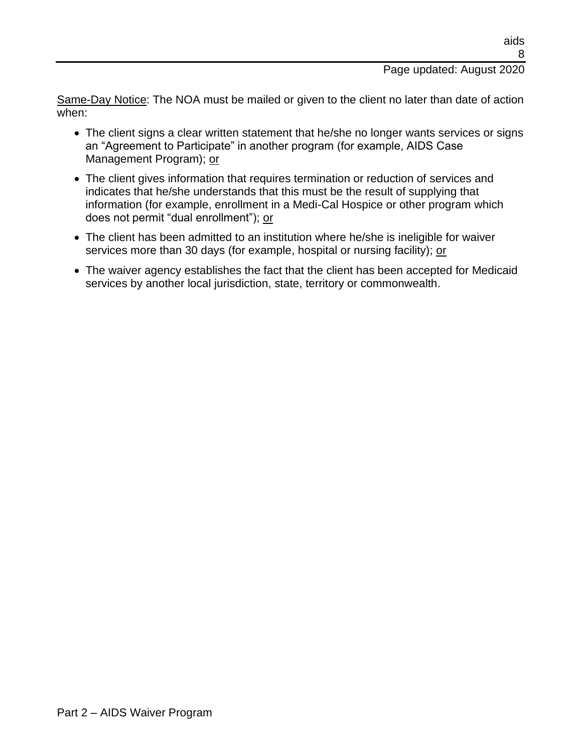<u>Same-Day Notice</u>: The NOA must be mailed or given to the client no later than date of action when:

- The client signs a clear written statement that he/she no longer wants services or signs an "Agreement to Participate" in another program (for example, AIDS Case Management Program); <u>or</u>
- The client gives information that requires termination or reduction of services and indicates that he/she understands that this must be the result of supplying that information (for example, enrollment in a Medi-Cal Hospice or other program which does not permit "dual enrollment"); <u>or</u>
- The client has been admitted to an institution where he/she is ineligible for waiver services more than 30 days (for example, hospital or nursing facility); <u>or</u>
- The waiver agency establishes the fact that the client has been accepted for Medicaid services by another local jurisdiction, state, territory or commonwealth.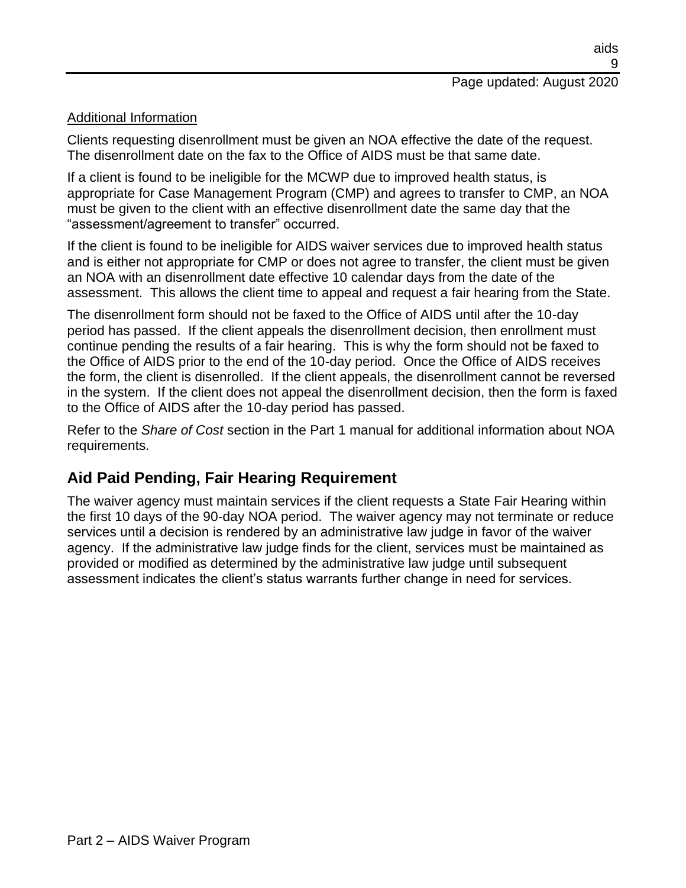Additional Information

Clients requesting disenrollment must be given an NOA effective the date of the request. The disenrollment date on the fax to the Office of AIDS must be that same date.

If a client is found to be ineligible for the MCWP due to improved health status, is appropriate for Case Management Program (CMP) and agrees to transfer to CMP, an NOA must be given to the client with an effective disenrollment date the same day that the "assessment/agreement to transfer" occurred.

If the client is found to be ineligible for AIDS waiver services due to improved health status and is either not appropriate for CMP or does not agree to transfer, the client must be given an NOA with an disenrollment date effective 10 calendar days from the date of the assessment. This allows the client time to appeal and request a fair hearing from the State.

The disenrollment form should not be faxed to the Office of AIDS until after the 10-day period has passed. If the client appeals the disenrollment decision, then enrollment must continue pending the results of a fair hearing. This is why the form should not be faxed to the Office of AIDS prior to the end of the 10-day period. Once the Office of AIDS receives the form, the client is disenrolled. If the client appeals, the disenrollment cannot be reversed in the system. If the client does not appeal the disenrollment decision, then the form is faxed to the Office of AIDS after the 10-day period has passed.

Refer to the *Share of Cost* section in the Part 1 manual for additional information about NOA requirements.

## Aid Paid Pending, Fair Hearing Requirement

The waiver agency must maintain services if the client requests a State Fair Hearing within the first 10 days of the 90-day NOA period. The waiver agency may not terminate or reduce services until a decision is rendered by an administrative law judge in favor of the waiver agency. If the administrative law judge finds for the client, services must be maintained as provided or modified as determined by the administrative law judge until subsequent assessment indicates the client's status warrants further change in need for services.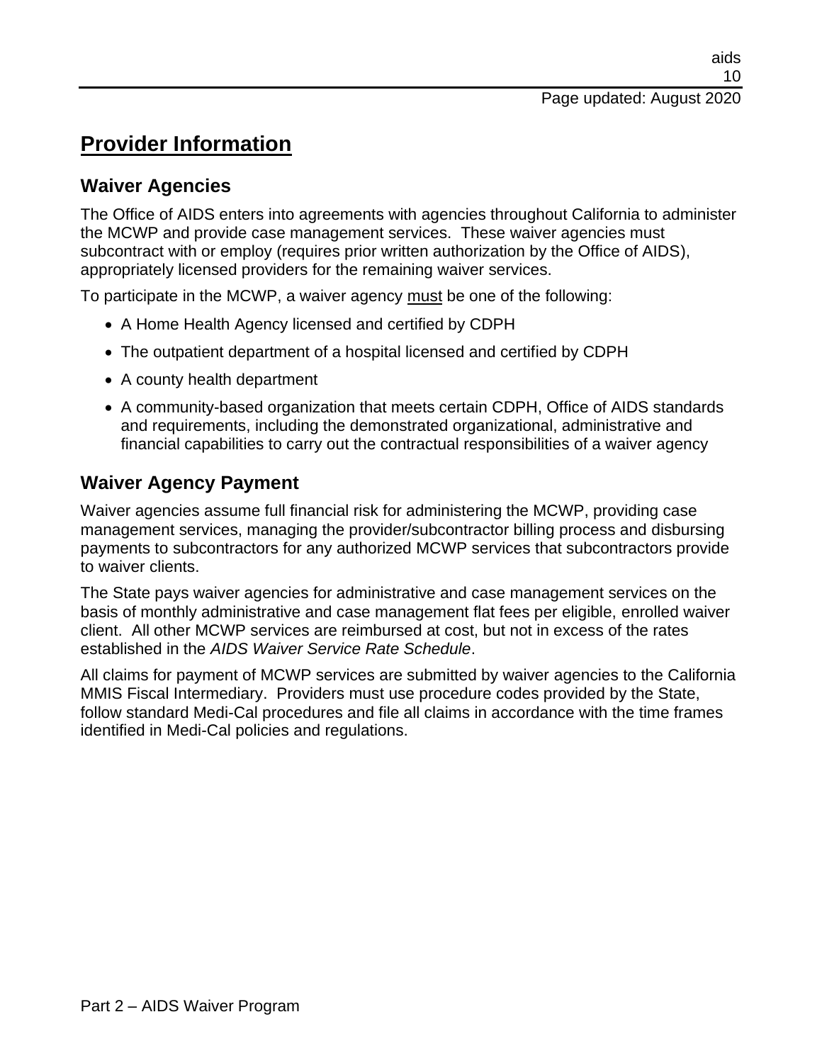# Provider Information

## Waiver Agencies

The Office of AIDS enters into agreements with agencies throughout California to administer the MCWP and provide case management services. These waiver agencies must subcontract with or employ (requires prior written authorization by the Office of AIDS), appropriately licensed providers for the remaining waiver services.

To participate in the MCWP, a waiver agency must be one of the following:

- A Home Health Agency licensed and certified by CDPH
- The outpatient department of a hospital licensed and certified by CDPH
- A county health department
- A community-based organization that meets certain CDPH, Office of AIDS standards and requirements, including the demonstrated organizational, administrative and financial capabilities to carry out the contractual responsibilities of a waiver agency

## Waiver Agency Payment

Waiver agencies assume full financial risk for administering the MCWP, providing case management services, managing the provider/subcontractor billing process and disbursing payments to subcontractors for any authorized MCWP services that subcontractors provide to waiver clients.

The State pays waiver agencies for administrative and case management services on the basis of monthly administrative and case management flat fees per eligible, enrolled waiver client. All other MCWP services are reimbursed at cost, but not in excess of the rates established in the *AIDS Waiver Service Rate Schedule*.

All claims for payment of MCWP services are submitted by waiver agencies to the California MMIS Fiscal Intermediary. Providers must use procedure codes provided by the State, follow standard Medi-Cal procedures and file all claims in accordance with the time frames identified in Medi-Cal policies and regulations.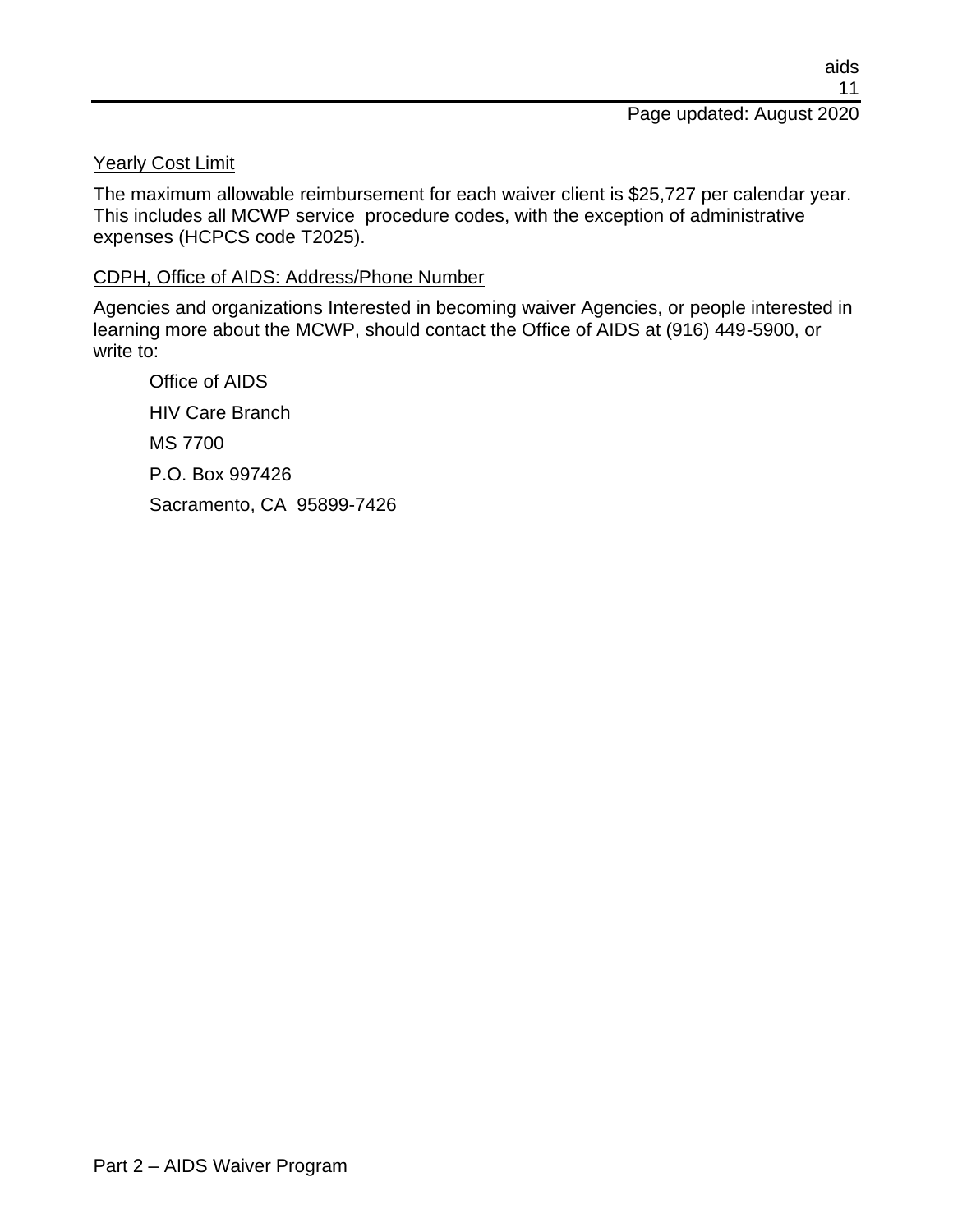## Yearly Cost Limit

The maximum allowable reimbursement for each waiver client is $25,727 per calendar year. This includes all MCWP service procedure codes, with the exception of administrative expenses (HCPCS code T2025).

## CDPH, Office of AIDS: Address/Phone Number

Agencies and organizations Interested in becoming waiver Agencies, or people interested in learning more about the MCWP, should contact the Office of AIDS at (916) 449-5900, or write to:

Office of AIDS

HIV Care Branch

MS 7700

P.O. Box 997426

Sacramento, CA 95899-7426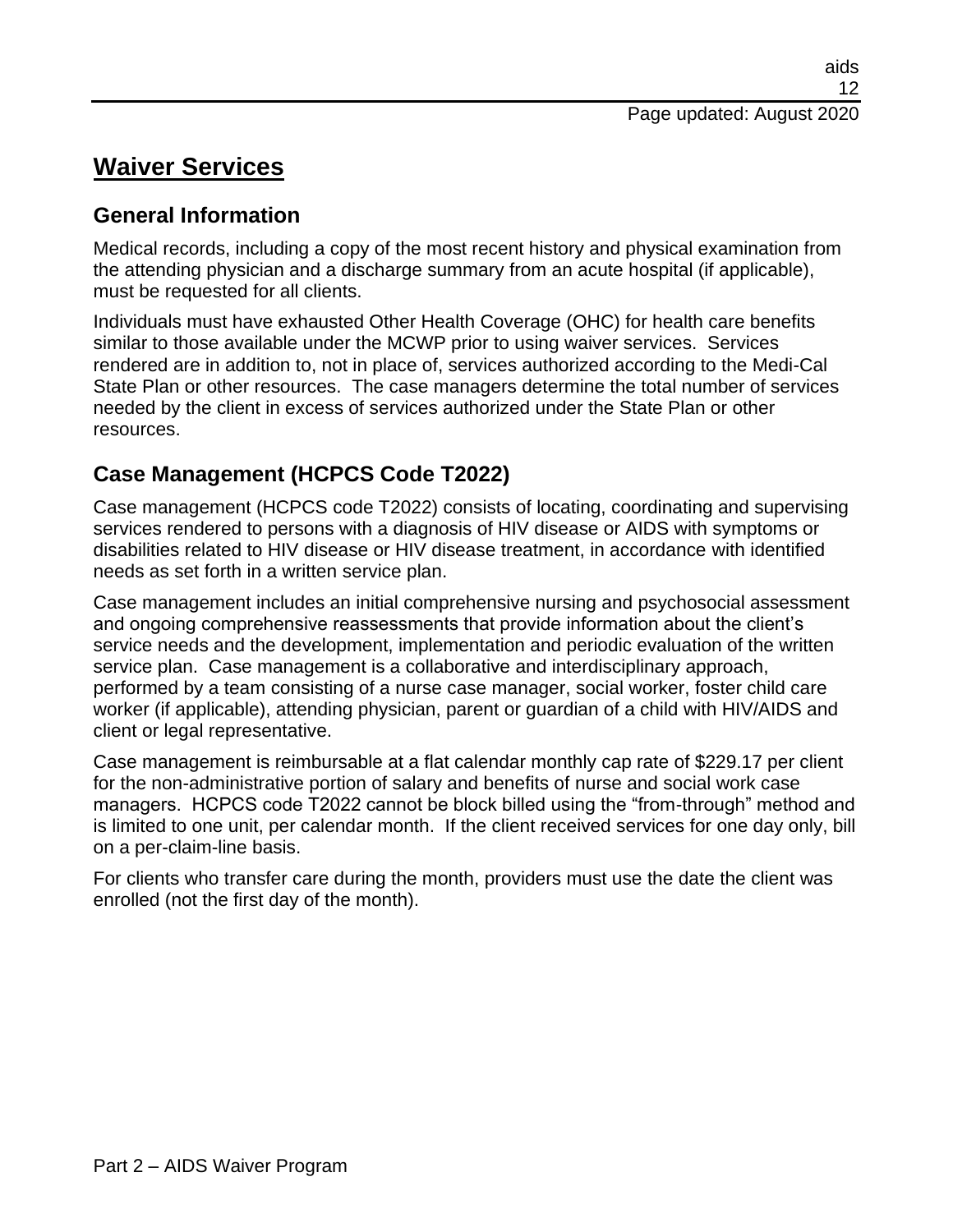# Waiver Services

## General Information

Medical records, including a copy of the most recent history and physical examination from the attending physician and a discharge summary from an acute hospital (if applicable), must be requested for all clients.

Individuals must have exhausted Other Health Coverage (OHC) for health care benefits similar to those available under the MCWP prior to using waiver services. Services rendered are in addition to, not in place of, services authorized according to the Medi-Cal State Plan or other resources. The case managers determine the total number of services needed by the client in excess of services authorized under the State Plan or other resources.

## Case Management (HCPCS Code T2022)

Case management (HCPCS code T2022) consists of locating, coordinating and supervising services rendered to persons with a diagnosis of HIV disease or AIDS with symptoms or disabilities related to HIV disease or HIV disease treatment, in accordance with identified needs as set forth in a written service plan.

Case management includes an initial comprehensive nursing and psychosocial assessment and ongoing comprehensive reassessments that provide information about the client's service needs and the development, implementation and periodic evaluation of the written service plan. Case management is a collaborative and interdisciplinary approach, performed by a team consisting of a nurse case manager, social worker, foster child care worker (if applicable), attending physician, parent or guardian of a child with HIV/AIDS and client or legal representative.

Case management is reimbursable at a flat calendar monthly cap rate of $229.17 per client for the non-administrative portion of salary and benefits of nurse and social work case managers. HCPCS code T2022 cannot be block billed using the "from-through" method and is limited to one unit, per calendar month. If the client received services for one day only, bill on a per-claim-line basis.

For clients who transfer care during the month, providers must use the date the client was enrolled (not the first day of the month).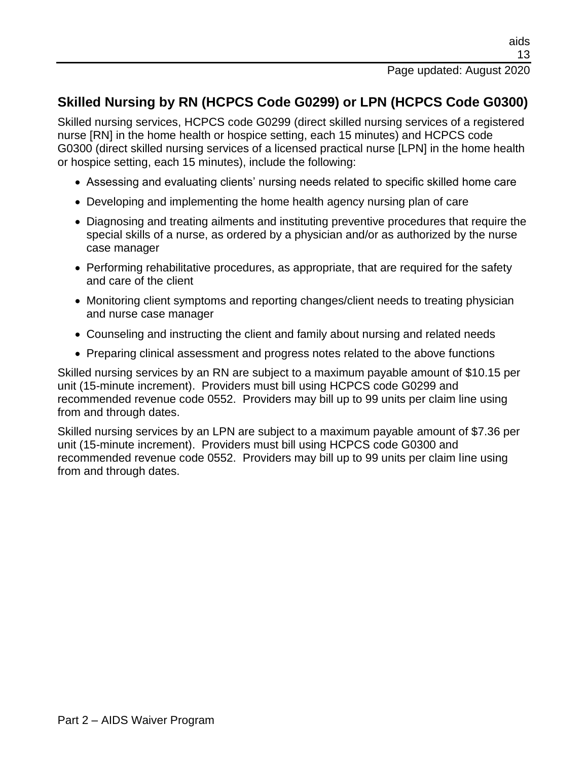## Skilled Nursing by RN (HCPCS Code G0299) or LPN (HCPCS Code G0300)

Skilled nursing services, HCPCS code G0299 (direct skilled nursing services of a registered nurse [RN] in the home health or hospice setting, each 15 minutes) and HCPCS code G0300 (direct skilled nursing services of a licensed practical nurse [LPN] in the home health or hospice setting, each 15 minutes), include the following:

- Assessing and evaluating clients' nursing needs related to specific skilled home care
- Developing and implementing the home health agency nursing plan of care
- Diagnosing and treating ailments and instituting preventive procedures that require the special skills of a nurse, as ordered by a physician and/or as authorized by the nurse case manager
- Performing rehabilitative procedures, as appropriate, that are required for the safety and care of the client
- Monitoring client symptoms and reporting changes/client needs to treating physician and nurse case manager
- Counseling and instructing the client and family about nursing and related needs
- Preparing clinical assessment and progress notes related to the above functions

Skilled nursing services by an RN are subject to a maximum payable amount of $10.15 per unit (15-minute increment). Providers must bill using HCPCS code G0299 and recommended revenue code 0552. Providers may bill up to 99 units per claim line using from and through dates.

Skilled nursing services by an LPN are subject to a maximum payable amount of $7.36 per unit (15-minute increment). Providers must bill using HCPCS code G0300 and recommended revenue code 0552. Providers may bill up to 99 units per claim line using from and through dates.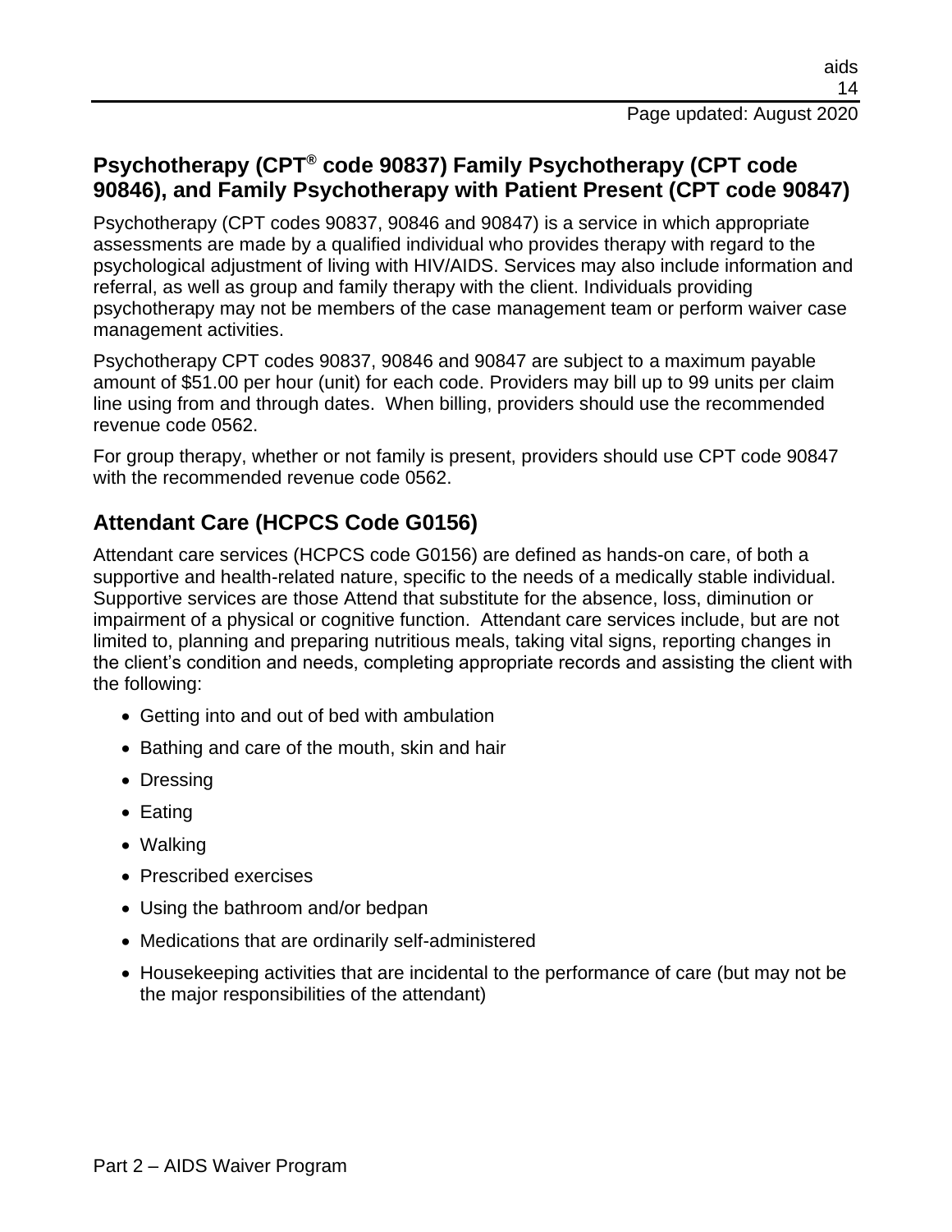## Psychotherapy (CPT® code 90837) Family Psychotherapy (CPT code 90846), and Family Psychotherapy with Patient Present (CPT code 90847)

Psychotherapy (CPT codes 90837, 90846 and 90847) is a service in which appropriate assessments are made by a qualified individual who provides therapy with regard to the psychological adjustment of living with HIV/AIDS. Services may also include information and referral, as well as group and family therapy with the client. Individuals providing psychotherapy may not be members of the case management team or perform waiver case management activities.

Psychotherapy CPT codes 90837, 90846 and 90847 are subject to a maximum payable amount of $51.00 per hour (unit) for each code. Providers may bill up to 99 units per claim line using from and through dates. When billing, providers should use the recommended revenue code 0562.

For group therapy, whether or not family is present, providers should use CPT code 90847 with the recommended revenue code 0562.

## Attendant Care (HCPCS Code G0156)

Attendant care services (HCPCS code G0156) are defined as hands-on care, of both a supportive and health-related nature, specific to the needs of a medically stable individual. Supportive services are those Attend that substitute for the absence, loss, diminution or impairment of a physical or cognitive function. Attendant care services include, but are not limited to, planning and preparing nutritious meals, taking vital signs, reporting changes in the client's condition and needs, completing appropriate records and assisting the client with the following:

- Getting into and out of bed with ambulation
- Bathing and care of the mouth, skin and hair
- Dressing
- Eating
- Walking
- Prescribed exercises
- Using the bathroom and/or bedpan
- Medications that are ordinarily self-administered
- Housekeeping activities that are incidental to the performance of care (but may not be the major responsibilities of the attendant)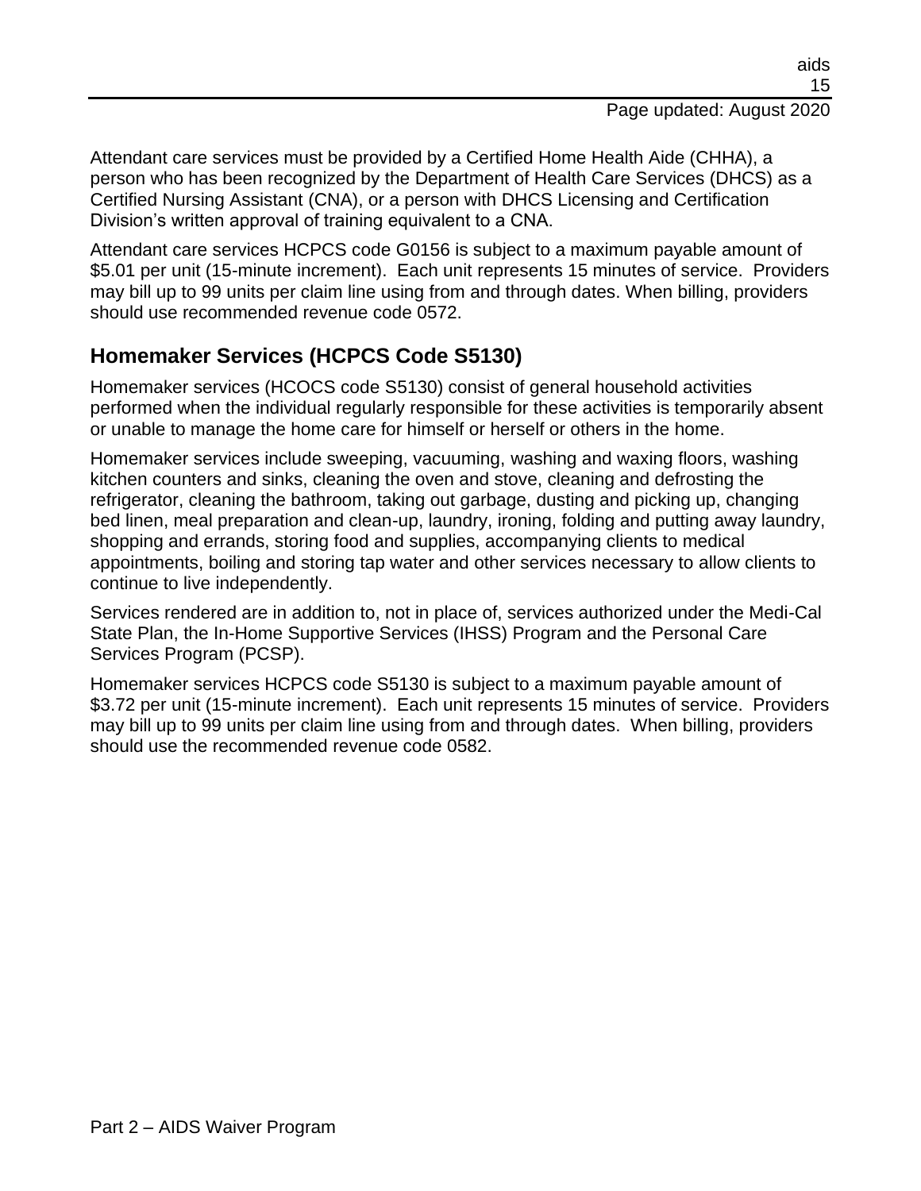Attendant care services must be provided by a Certified Home Health Aide (CHHA), a person who has been recognized by the Department of Health Care Services (DHCS) as a Certified Nursing Assistant (CNA), or a person with DHCS Licensing and Certification Division's written approval of training equivalent to a CNA.

Attendant care services HCPCS code G0156 is subject to a maximum payable amount of $5.01 per unit (15-minute increment). Each unit represents 15 minutes of service. Providers may bill up to 99 units per claim line using from and through dates. When billing, providers should use recommended revenue code 0572.

## Homemaker Services (HCPCS Code S5130)

Homemaker services (HCOCS code S5130) consist of general household activities performed when the individual regularly responsible for these activities is temporarily absent or unable to manage the home care for himself or herself or others in the home.

Homemaker services include sweeping, vacuuming, washing and waxing floors, washing kitchen counters and sinks, cleaning the oven and stove, cleaning and defrosting the refrigerator, cleaning the bathroom, taking out garbage, dusting and picking up, changing bed linen, meal preparation and clean-up, laundry, ironing, folding and putting away laundry, shopping and errands, storing food and supplies, accompanying clients to medical appointments, boiling and storing tap water and other services necessary to allow clients to continue to live independently.

Services rendered are in addition to, not in place of, services authorized under the Medi-Cal State Plan, the In-Home Supportive Services (IHSS) Program and the Personal Care Services Program (PCSP).

Homemaker services HCPCS code S5130 is subject to a maximum payable amount of $3.72 per unit (15-minute increment). Each unit represents 15 minutes of service. Providers may bill up to 99 units per claim line using from and through dates. When billing, providers should use the recommended revenue code 0582.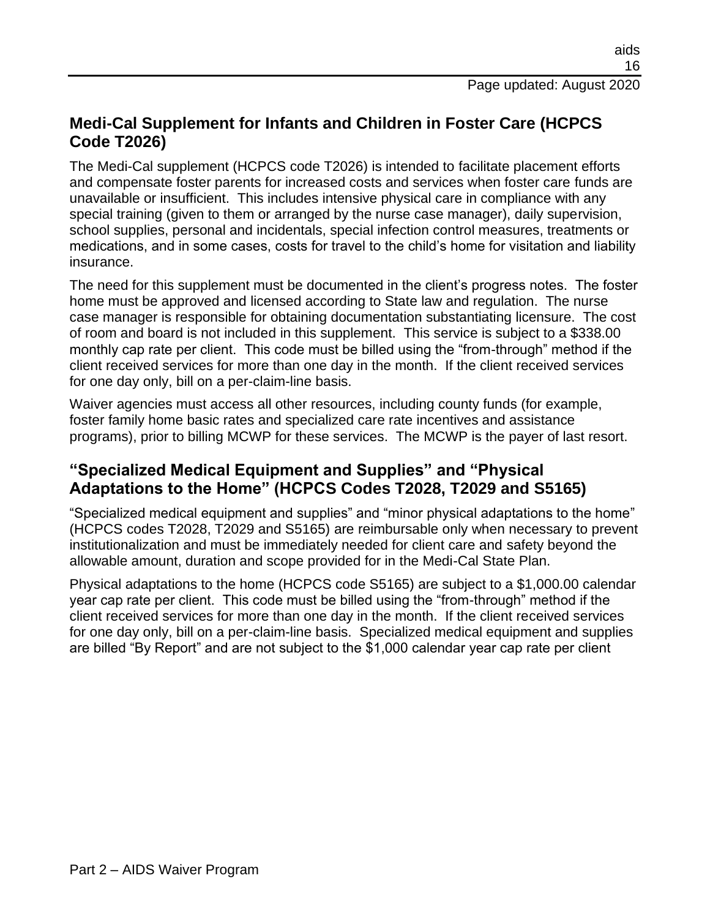## Medi-Cal Supplement for Infants and Children in Foster Care (HCPCS Code T2026)

The Medi-Cal supplement (HCPCS code T2026) is intended to facilitate placement efforts and compensate foster parents for increased costs and services when foster care funds are unavailable or insufficient. This includes intensive physical care in compliance with any special training (given to them or arranged by the nurse case manager), daily supervision, school supplies, personal and incidentals, special infection control measures, treatments or medications, and in some cases, costs for travel to the child's home for visitation and liability insurance.

The need for this supplement must be documented in the client's progress notes. The foster home must be approved and licensed according to State law and regulation. The nurse case manager is responsible for obtaining documentation substantiating licensure. The cost of room and board is not included in this supplement. This service is subject to a $338.00 monthly cap rate per client. This code must be billed using the "from-through" method if the client received services for more than one day in the month. If the client received services for one day only, bill on a per-claim-line basis.

Waiver agencies must access all other resources, including county funds (for example, foster family home basic rates and specialized care rate incentives and assistance programs), prior to billing MCWP for these services. The MCWP is the payer of last resort.

## "Specialized Medical Equipment and Supplies" and "Physical Adaptations to the Home" (HCPCS Codes T2028, T2029 and S5165)

"Specialized medical equipment and supplies" and "minor physical adaptations to the home" (HCPCS codes T2028, T2029 and S5165) are reimbursable only when necessary to prevent institutionalization and must be immediately needed for client care and safety beyond the allowable amount, duration and scope provided for in the Medi-Cal State Plan.

Physical adaptations to the home (HCPCS code S5165) are subject to a $1,000.00 calendar year cap rate per client. This code must be billed using the "from-through" method if the client received services for more than one day in the month. If the client received services for one day only, bill on a per-claim-line basis. Specialized medical equipment and supplies are billed "By Report" and are not subject to the $1,000 calendar year cap rate per client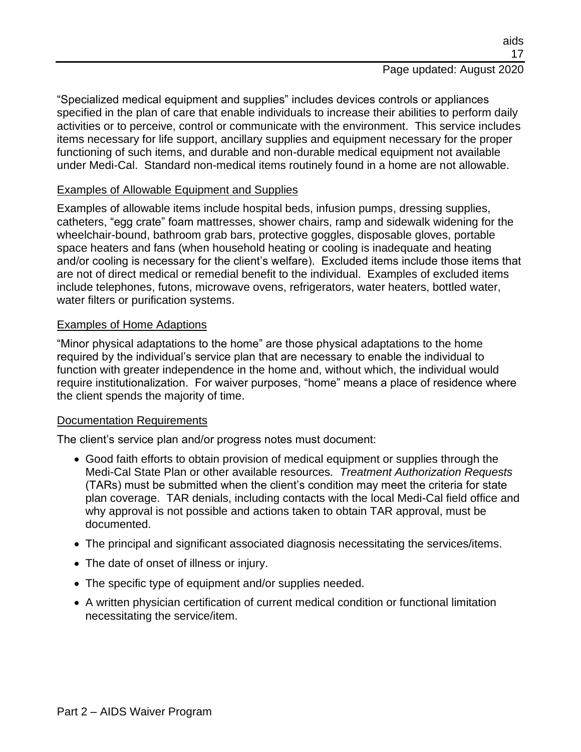"Specialized medical equipment and supplies" includes devices controls or appliances specified in the plan of care that enable individuals to increase their abilities to perform daily activities or to perceive, control or communicate with the environment. This service includes items necessary for life support, ancillary supplies and equipment necessary for the proper functioning of such items, and durable and non-durable medical equipment not available under Medi-Cal. Standard non-medical items routinely found in a home are not allowable.

## Examples of Allowable Equipment and Supplies

Examples of allowable items include hospital beds, infusion pumps, dressing supplies, catheters, "egg crate" foam mattresses, shower chairs, ramp and sidewalk widening for the wheelchair-bound, bathroom grab bars, protective goggles, disposable gloves, portable space heaters and fans (when household heating or cooling is inadequate and heating and/or cooling is necessary for the client's welfare). Excluded items include those items that are not of direct medical or remedial benefit to the individual. Examples of excluded items include telephones, futons, microwave ovens, refrigerators, water heaters, bottled water, water filters or purification systems.

## Examples of Home Adaptions

"Minor physical adaptations to the home" are those physical adaptations to the home required by the individual's service plan that are necessary to enable the individual to function with greater independence in the home and, without which, the individual would require institutionalization. For waiver purposes, "home" means a place of residence where the client spends the majority of time.

## Documentation Requirements

The client's service plan and/or progress notes must document:

- Good faith efforts to obtain provision of medical equipment or supplies through the Medi-Cal State Plan or other available resources. *Treatment Authorization Requests* (TARs) must be submitted when the client's condition may meet the criteria for state plan coverage. TAR denials, including contacts with the local Medi-Cal field office and why approval is not possible and actions taken to obtain TAR approval, must be documented.
- The principal and significant associated diagnosis necessitating the services/items.
- The date of onset of illness or injury.
- The specific type of equipment and/or supplies needed.
- A written physician certification of current medical condition or functional limitation necessitating the service/item.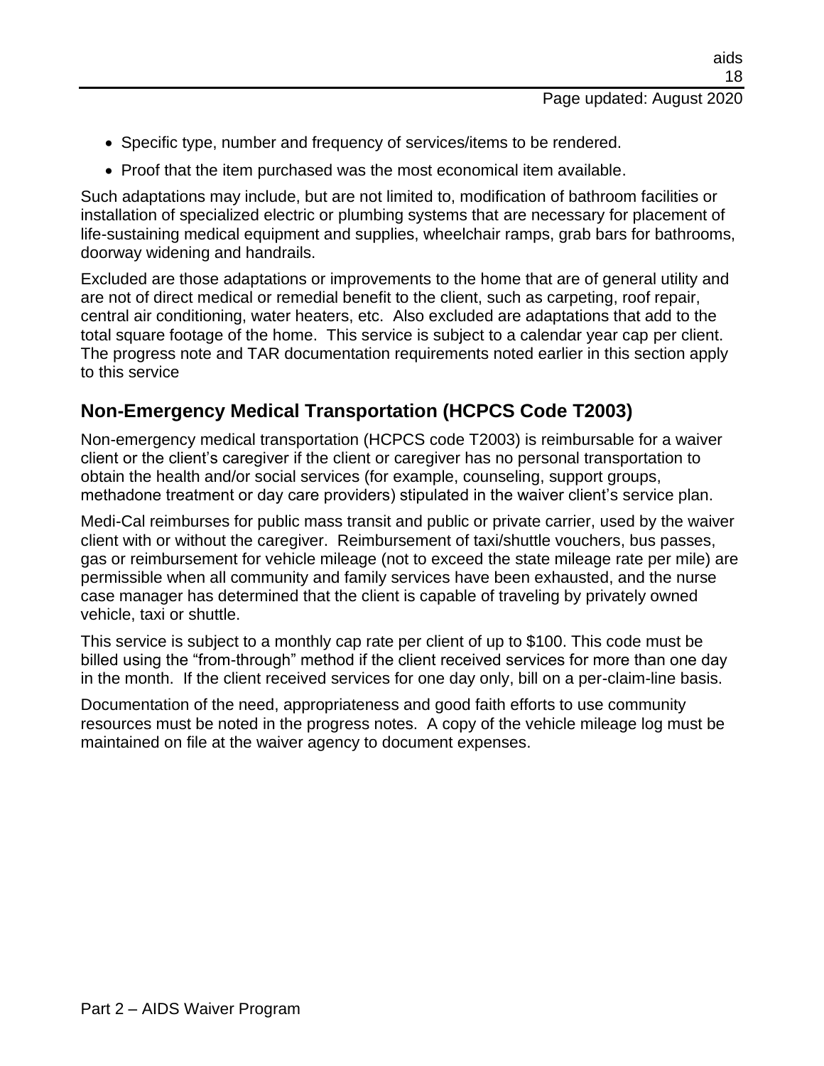- Specific type, number and frequency of services/items to be rendered.
- Proof that the item purchased was the most economical item available.

Such adaptations may include, but are not limited to, modification of bathroom facilities or installation of specialized electric or plumbing systems that are necessary for placement of life-sustaining medical equipment and supplies, wheelchair ramps, grab bars for bathrooms, doorway widening and handrails.

Excluded are those adaptations or improvements to the home that are of general utility and are not of direct medical or remedial benefit to the client, such as carpeting, roof repair, central air conditioning, water heaters, etc. Also excluded are adaptations that add to the total square footage of the home. This service is subject to a calendar year cap per client. The progress note and TAR documentation requirements noted earlier in this section apply to this service

## Non-Emergency Medical Transportation (HCPCS Code T2003)

Non-emergency medical transportation (HCPCS code T2003) is reimbursable for a waiver client or the client's caregiver if the client or caregiver has no personal transportation to obtain the health and/or social services (for example, counseling, support groups, methadone treatment or day care providers) stipulated in the waiver client's service plan.

Medi-Cal reimburses for public mass transit and public or private carrier, used by the waiver client with or without the caregiver. Reimbursement of taxi/shuttle vouchers, bus passes, gas or reimbursement for vehicle mileage (not to exceed the state mileage rate per mile) are permissible when all community and family services have been exhausted, and the nurse case manager has determined that the client is capable of traveling by privately owned vehicle, taxi or shuttle.

This service is subject to a monthly cap rate per client of up to $100. This code must be billed using the "from-through" method if the client received services for more than one day in the month. If the client received services for one day only, bill on a per-claim-line basis.

Documentation of the need, appropriateness and good faith efforts to use community resources must be noted in the progress notes. A copy of the vehicle mileage log must be maintained on file at the waiver agency to document expenses.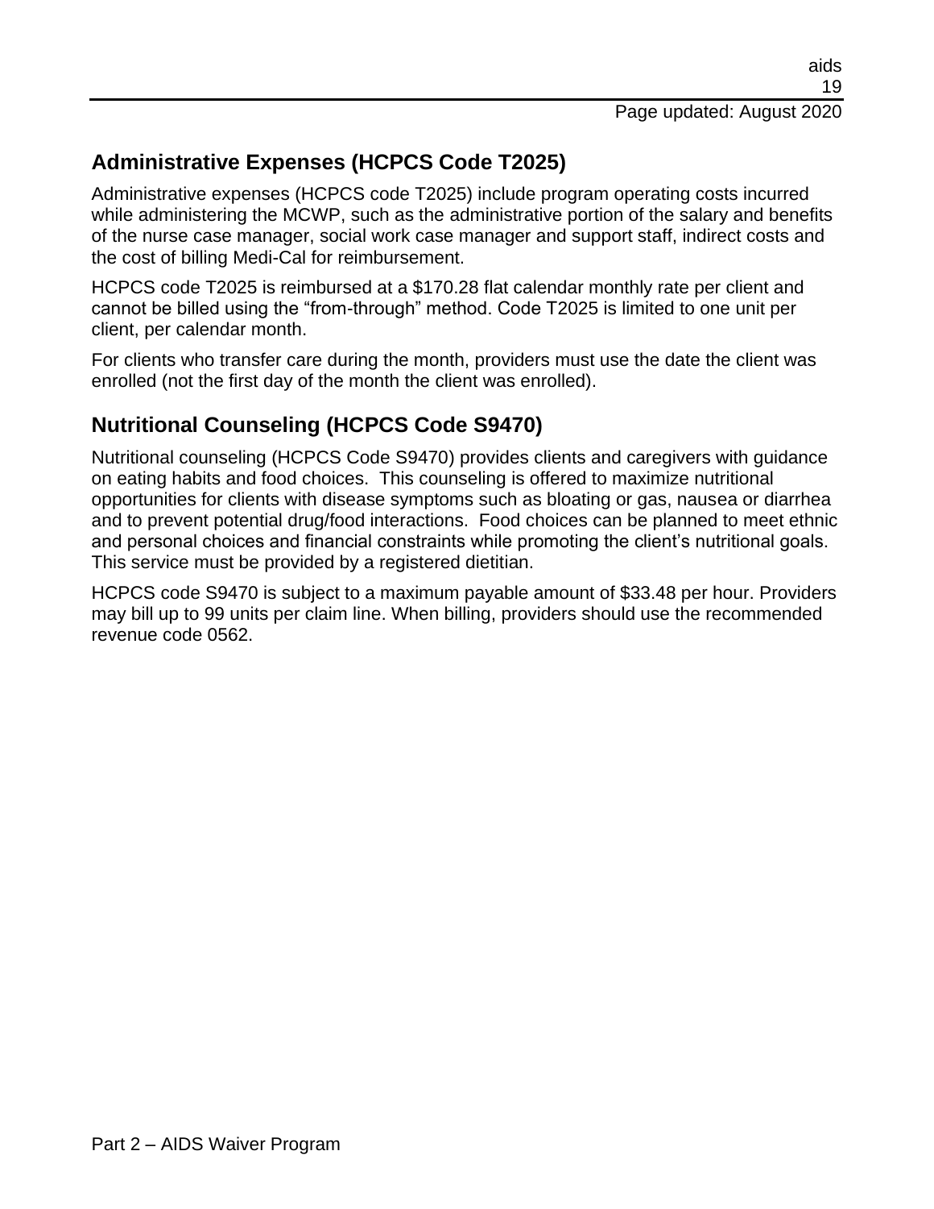## Administrative Expenses (HCPCS Code T2025)

Administrative expenses (HCPCS code T2025) include program operating costs incurred while administering the MCWP, such as the administrative portion of the salary and benefits of the nurse case manager, social work case manager and support staff, indirect costs and the cost of billing Medi-Cal for reimbursement.

HCPCS code T2025 is reimbursed at a $170.28 flat calendar monthly rate per client and cannot be billed using the "from-through" method. Code T2025 is limited to one unit per client, per calendar month.

For clients who transfer care during the month, providers must use the date the client was enrolled (not the first day of the month the client was enrolled).

## Nutritional Counseling (HCPCS Code S9470)

Nutritional counseling (HCPCS Code S9470) provides clients and caregivers with guidance on eating habits and food choices. This counseling is offered to maximize nutritional opportunities for clients with disease symptoms such as bloating or gas, nausea or diarrhea and to prevent potential drug/food interactions. Food choices can be planned to meet ethnic and personal choices and financial constraints while promoting the client's nutritional goals. This service must be provided by a registered dietitian.

HCPCS code S9470 is subject to a maximum payable amount of $33.48 per hour. Providers may bill up to 99 units per claim line. When billing, providers should use the recommended revenue code 0562.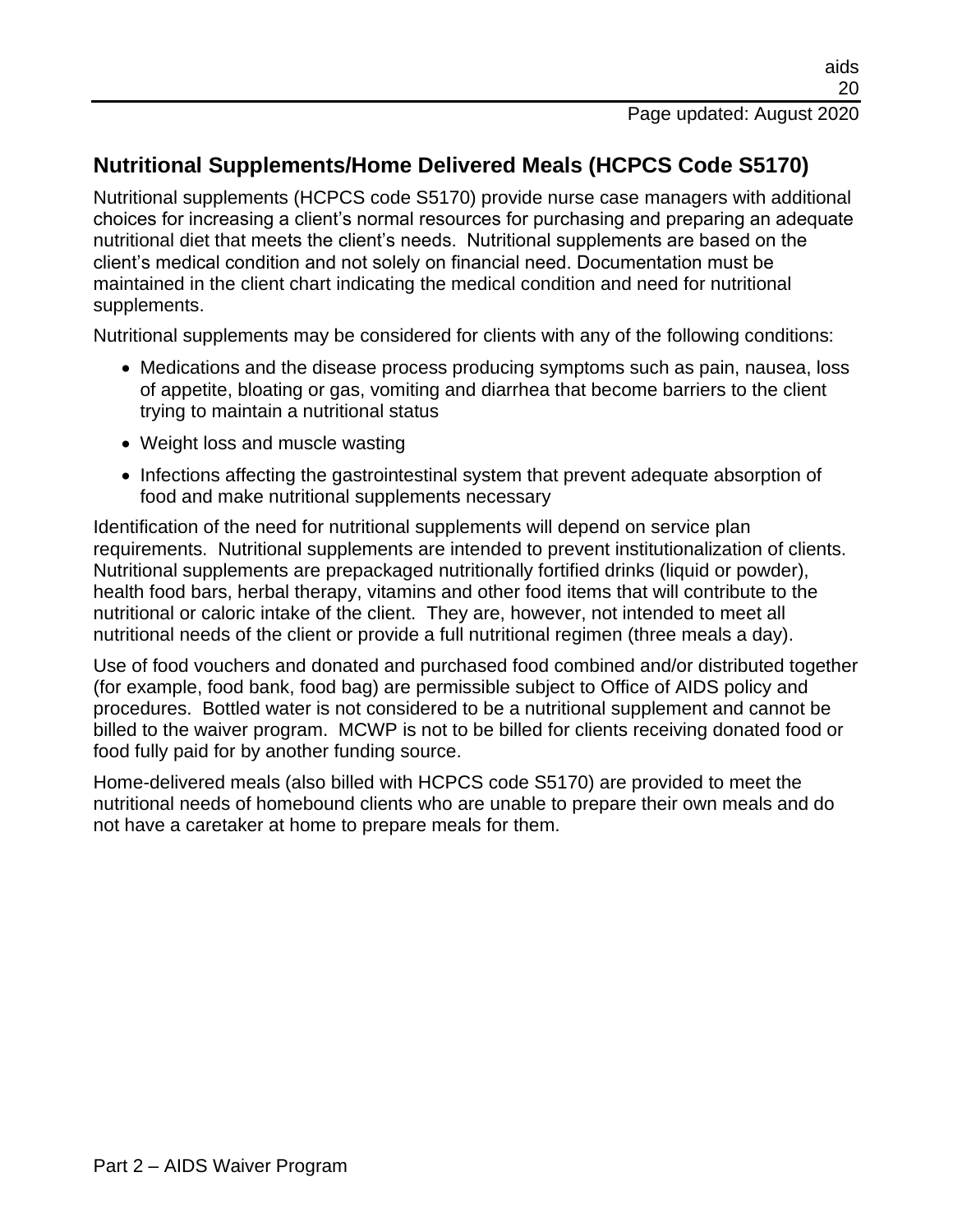## Nutritional Supplements/Home Delivered Meals (HCPCS Code S5170)

Nutritional supplements (HCPCS code S5170) provide nurse case managers with additional choices for increasing a client's normal resources for purchasing and preparing an adequate nutritional diet that meets the client's needs. Nutritional supplements are based on the client's medical condition and not solely on financial need. Documentation must be maintained in the client chart indicating the medical condition and need for nutritional supplements.

Nutritional supplements may be considered for clients with any of the following conditions:

- Medications and the disease process producing symptoms such as pain, nausea, loss of appetite, bloating or gas, vomiting and diarrhea that become barriers to the client trying to maintain a nutritional status
- Weight loss and muscle wasting
- Infections affecting the gastrointestinal system that prevent adequate absorption of food and make nutritional supplements necessary

Identification of the need for nutritional supplements will depend on service plan requirements. Nutritional supplements are intended to prevent institutionalization of clients. Nutritional supplements are prepackaged nutritionally fortified drinks (liquid or powder), health food bars, herbal therapy, vitamins and other food items that will contribute to the nutritional or caloric intake of the client. They are, however, not intended to meet all nutritional needs of the client or provide a full nutritional regimen (three meals a day).

Use of food vouchers and donated and purchased food combined and/or distributed together (for example, food bank, food bag) are permissible subject to Office of AIDS policy and procedures. Bottled water is not considered to be a nutritional supplement and cannot be billed to the waiver program. MCWP is not to be billed for clients receiving donated food or food fully paid for by another funding source.

Home-delivered meals (also billed with HCPCS code S5170) are provided to meet the nutritional needs of homebound clients who are unable to prepare their own meals and do not have a caretaker at home to prepare meals for them.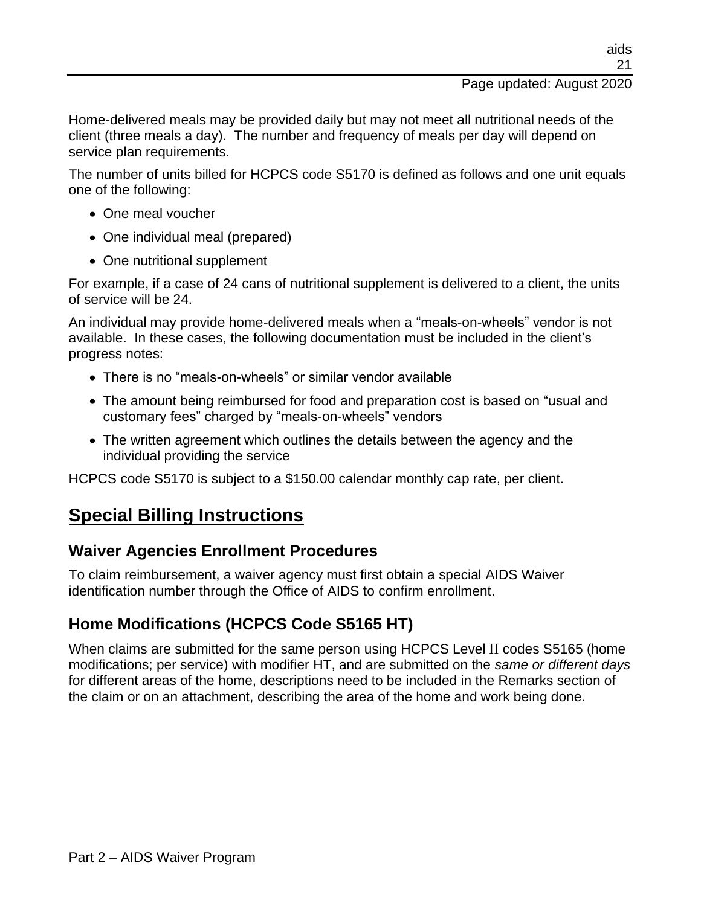Home-delivered meals may be provided daily but may not meet all nutritional needs of the client (three meals a day). The number and frequency of meals per day will depend on service plan requirements.

The number of units billed for HCPCS code S5170 is defined as follows and one unit equals one of the following:

- One meal voucher
- One individual meal (prepared)
- One nutritional supplement

For example, if a case of 24 cans of nutritional supplement is delivered to a client, the units of service will be 24.

An individual may provide home-delivered meals when a "meals-on-wheels" vendor is not available. In these cases, the following documentation must be included in the client's progress notes:

- There is no "meals-on-wheels" or similar vendor available
- The amount being reimbursed for food and preparation cost is based on "usual and customary fees" charged by "meals-on-wheels" vendors
- The written agreement which outlines the details between the agency and the individual providing the service

HCPCS code S5170 is subject to a $150.00 calendar monthly cap rate, per client.

# Special Billing Instructions

## Waiver Agencies Enrollment Procedures

To claim reimbursement, a waiver agency must first obtain a special AIDS Waiver identification number through the Office of AIDS to confirm enrollment.

## Home Modifications (HCPCS Code S5165 HT)

When claims are submitted for the same person using HCPCS Level II codes S5165 (home modifications; per service) with modifier HT, and are submitted on the *same or different days* for different areas of the home, descriptions need to be included in the Remarks section of the claim or on an attachment, describing the area of the home and work being done.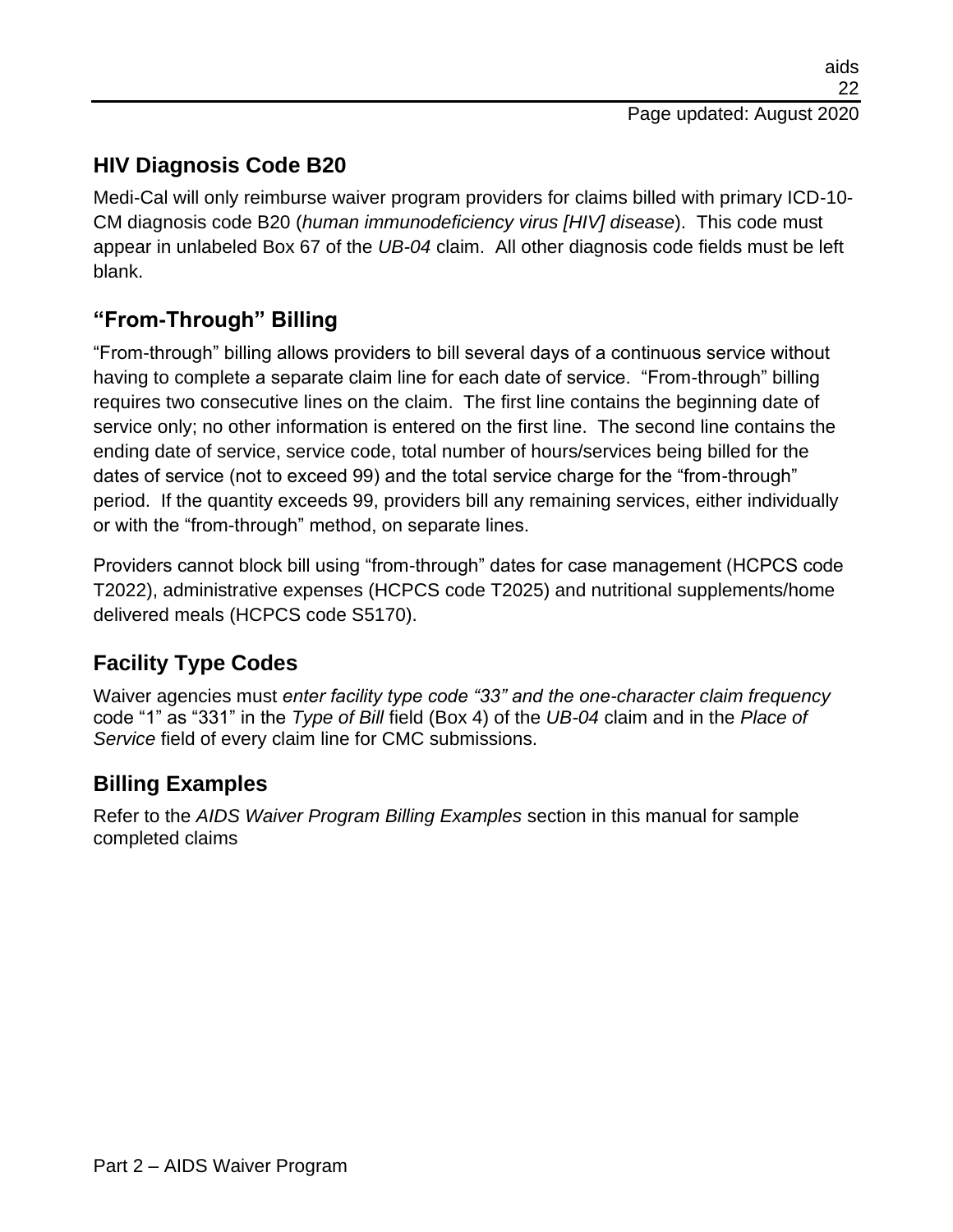## HIV Diagnosis Code B20

Medi-Cal will only reimburse waiver program providers for claims billed with primary ICD-10-CM diagnosis code B20 (*human immunodeficiency virus [HIV] disease*). This code must appear in unlabeled Box 67 of the *UB-04* claim. All other diagnosis code fields must be left blank.

## "From-Through" Billing

"From-through" billing allows providers to bill several days of a continuous service without having to complete a separate claim line for each date of service. "From-through" billing requires two consecutive lines on the claim. The first line contains the beginning date of service only; no other information is entered on the first line. The second line contains the ending date of service, service code, total number of hours/services being billed for the dates of service (not to exceed 99) and the total service charge for the "from-through" period. If the quantity exceeds 99, providers bill any remaining services, either individually or with the "from-through" method, on separate lines.

Providers cannot block bill using "from-through" dates for case management (HCPCS code T2022), administrative expenses (HCPCS code T2025) and nutritional supplements/home delivered meals (HCPCS code S5170).

## Facility Type Codes

Waiver agencies must *enter facility type code "33" and the one-character claim frequency* code "1" as "331" in the *Type of Bill* field (Box 4) of the *UB-04* claim and in the *Place of Service* field of every claim line for CMC submissions.

## Billing Examples

Refer to the *AIDS Waiver Program Billing Examples* section in this manual for sample completed claims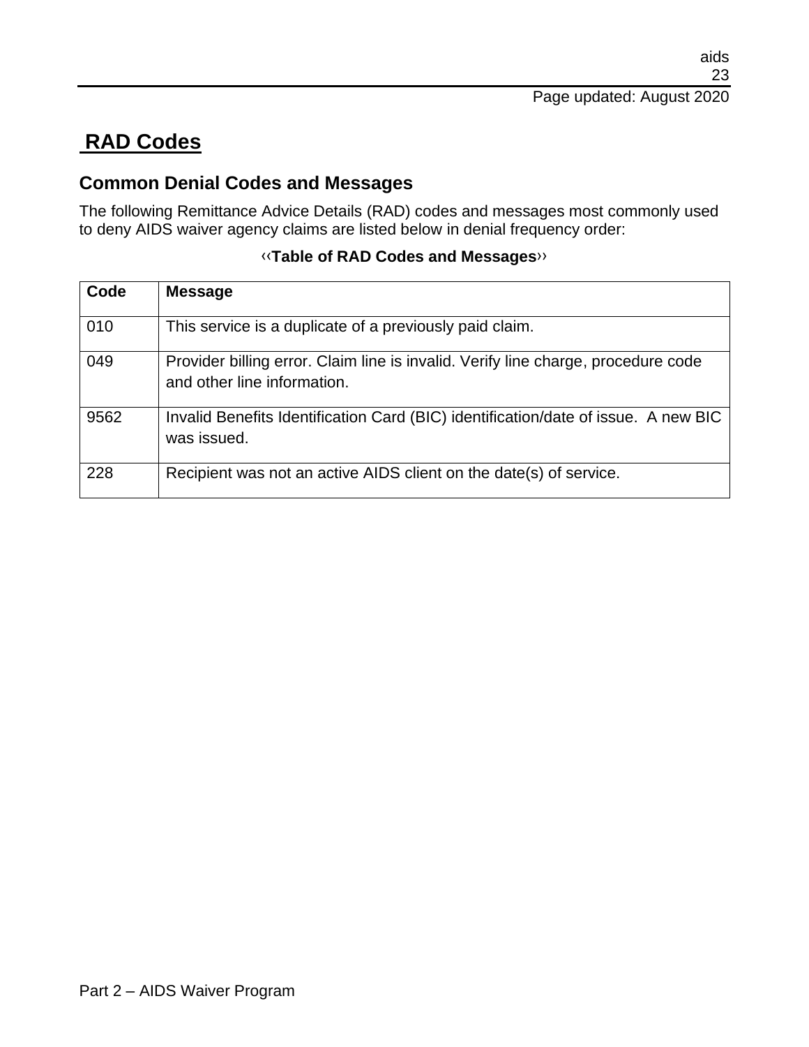# RAD Codes

## Common Denial Codes and Messages

The following Remittance Advice Details (RAD) codes and messages most commonly used to deny AIDS waiver agency claims are listed below in denial frequency order:

‹‹**Table of RAD Codes and Messages**››

| Code | Message |
| --- | --- |
| 010 | This service is a duplicate of a previously paid claim. |
| 049 | Provider billing error. Claim line is invalid. Verify line charge, procedure code and other line information. |
| 9562 | Invalid Benefits Identification Card (BIC) identification/date of issue. A new BIC was issued. |
| 228 | Recipient was not an active AIDS client on the date(s) of service. |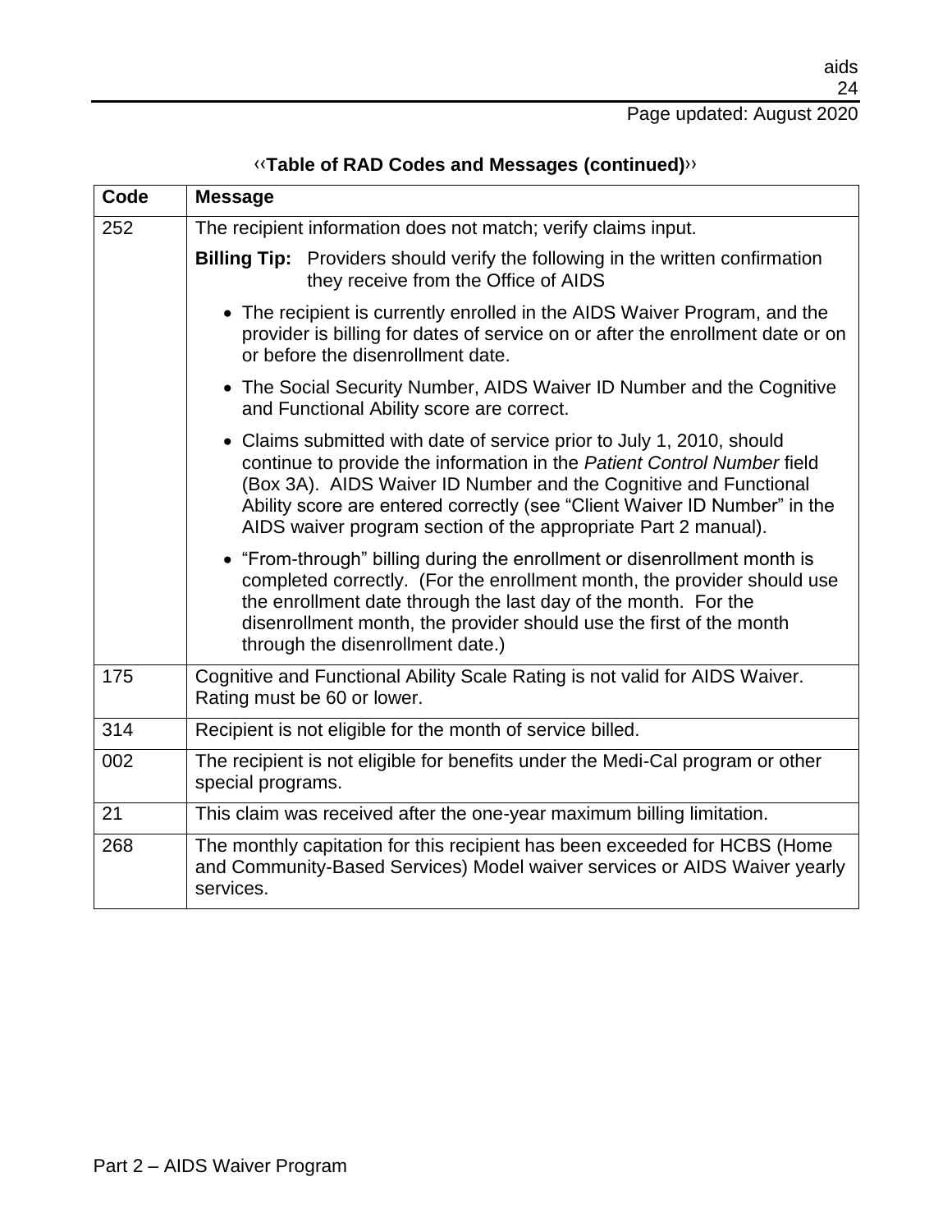‹‹**Table of RAD Codes and Messages (continued)**››

| Code | Message |
|---|---|
| 252 | The recipient information does not match; verify claims input.<br><br>**Billing Tip:** Providers should verify the following in the written confirmation they receive from the Office of AIDS<br><br>• The recipient is currently enrolled in the AIDS Waiver Program, and the provider is billing for dates of service on or after the enrollment date or on or before the disenrollment date.<br><br>• The Social Security Number, AIDS Waiver ID Number and the Cognitive and Functional Ability score are correct.<br><br>• Claims submitted with date of service prior to July 1, 2010, should continue to provide the information in the *Patient Control Number* field (Box 3A). AIDS Waiver ID Number and the Cognitive and Functional Ability score are entered correctly (see "Client Waiver ID Number" in the AIDS waiver program section of the appropriate Part 2 manual).<br><br>• "From-through" billing during the enrollment or disenrollment month is completed correctly. (For the enrollment month, the provider should use the enrollment date through the last day of the month. For the disenrollment month, the provider should use the first of the month through the disenrollment date.) |
| 175 | Cognitive and Functional Ability Scale Rating is not valid for AIDS Waiver. Rating must be 60 or lower. |
| 314 | Recipient is not eligible for the month of service billed. |
| 002 | The recipient is not eligible for benefits under the Medi-Cal program or other special programs. |
| 21 | This claim was received after the one-year maximum billing limitation. |
| 268 | The monthly capitation for this recipient has been exceeded for HCBS (Home and Community-Based Services) Model waiver services or AIDS Waiver yearly services. |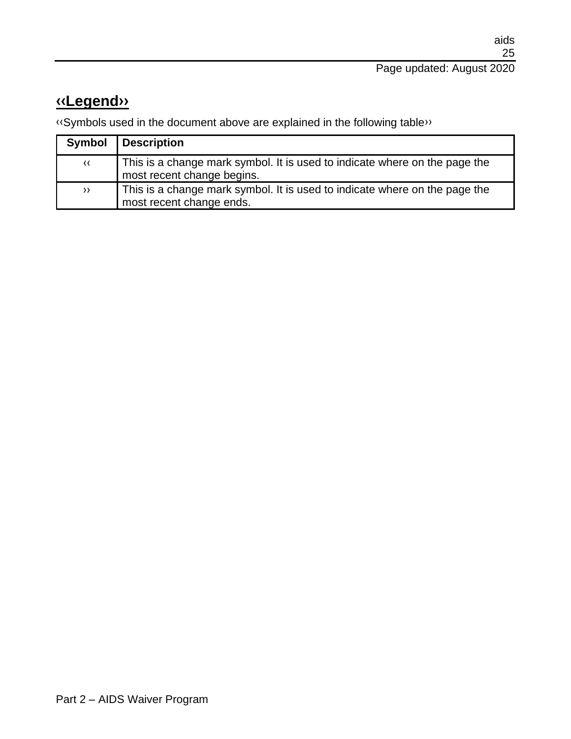## ‹‹Legend››

‹‹Symbols used in the document above are explained in the following table››

| Symbol | Description |
| --- | --- |
| ‹‹ | This is a change mark symbol. It is used to indicate where on the page the most recent change begins. |
| ›› | This is a change mark symbol. It is used to indicate where on the page the most recent change ends. |